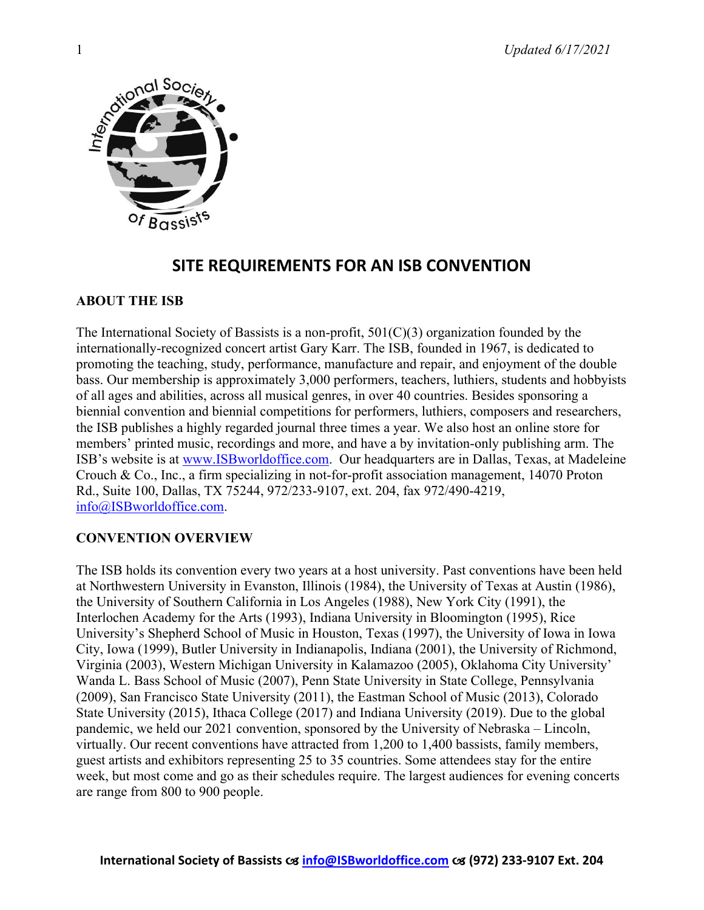# SITE REQUIREMENTS FOR AN ISB CONVENTION

## ABOUT THE ISB

The International Society of Bassists is a non-profit, 501(C)(3) organization founded by the internationally-recognized concert artist Gary Karr. The ISB, founded in 1967, is dedicated to promoting the teaching, study, performance, manufacture and repair, and enjoyment of the double bass. Our membership is approximately 3,000 performers, teachers, luthiers, students and hobbyists of all ages and abilities, across all musical genres, in over 40 countries. Besides sponsoring a biennial convention and biennial competitions for performers, luthiers, composers and researchers, the ISB publishes a highly regarded journal three times a year. We also host an online store for members' printed music, recordings and more, and have a by invitation-only publishing arm. The ISB's website is at www.ISBworldoffice.com. Our headquarters are in Dallas, Texas, at Madeleine Crouch & Co., Inc., a firm specializing in not-for-profit association management, 14070 Proton Rd., Suite 100, Dallas, TX 75244, 972/233-9107, ext. 204, fax 972/490-4219, info@ISBworldoffice.com.

## CONVENTION OVERVIEW

The ISB holds its convention every two years at a host university. Past conventions have been held at Northwestern University in Evanston, Illinois (1984), the University of Texas at Austin (1986), the University of Southern California in Los Angeles (1988), New York City (1991), the Interlochen Academy for the Arts (1993), Indiana University in Bloomington (1995), Rice University's Shepherd School of Music in Houston, Texas (1997), the University of Iowa in Iowa City, Iowa (1999), Butler University in Indianapolis, Indiana (2001), the University of Richmond, Virginia (2003), Western Michigan University in Kalamazoo (2005), Oklahoma City University' Wanda L. Bass School of Music (2007), Penn State University in State College, Pennsylvania (2009), San Francisco State University (2011), the Eastman School of Music (2013), Colorado State University (2015), Ithaca College (2017) and Indiana University (2019). Due to the global pandemic, we held our 2021 convention, sponsored by the University of Nebraska – Lincoln, virtually. Our recent conventions have attracted from 1,200 to 1,400 bassists, family members, guest artists and exhibitors representing 25 to 35 countries. Some attendees stay for the entire week, but most come and go as their schedules require. The largest audiences for evening concerts are range from 800 to 900 people.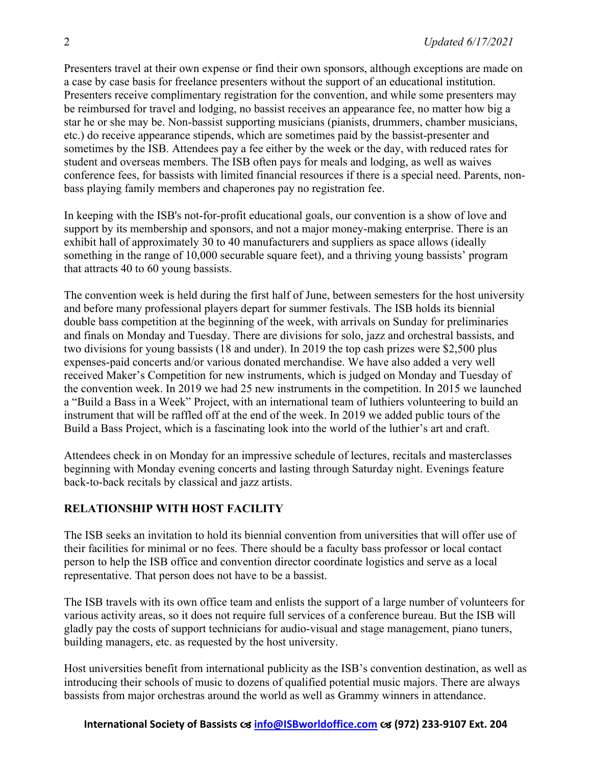Presenters travel at their own expense or find their own sponsors, although exceptions are made on a case by case basis for freelance presenters without the support of an educational institution. Presenters receive complimentary registration for the convention, and while some presenters may be reimbursed for travel and lodging, no bassist receives an appearance fee, no matter how big a star he or she may be. Non-bassist supporting musicians (pianists, drummers, chamber musicians, etc.) do receive appearance stipends, which are sometimes paid by the bassist-presenter and sometimes by the ISB. Attendees pay a fee either by the week or the day, with reduced rates for student and overseas members. The ISB often pays for meals and lodging, as well as waives conference fees, for bassists with limited financial resources if there is a special need. Parents, non-bass playing family members and chaperones pay no registration fee.

In keeping with the ISB's not-for-profit educational goals, our convention is a show of love and support by its membership and sponsors, and not a major money-making enterprise. There is an exhibit hall of approximately 30 to 40 manufacturers and suppliers as space allows (ideally something in the range of 10,000 securable square feet), and a thriving young bassists' program that attracts 40 to 60 young bassists.

The convention week is held during the first half of June, between semesters for the host university and before many professional players depart for summer festivals. The ISB holds its biennial double bass competition at the beginning of the week, with arrivals on Sunday for preliminaries and finals on Monday and Tuesday. There are divisions for solo, jazz and orchestral bassists, and two divisions for young bassists (18 and under). In 2019 the top cash prizes were $2,500 plus expenses-paid concerts and/or various donated merchandise. We have also added a very well received Maker's Competition for new instruments, which is judged on Monday and Tuesday of the convention week. In 2019 we had 25 new instruments in the competition. In 2015 we launched a "Build a Bass in a Week" Project, with an international team of luthiers volunteering to build an instrument that will be raffled off at the end of the week. In 2019 we added public tours of the Build a Bass Project, which is a fascinating look into the world of the luthier's art and craft.

Attendees check in on Monday for an impressive schedule of lectures, recitals and masterclasses beginning with Monday evening concerts and lasting through Saturday night. Evenings feature back-to-back recitals by classical and jazz artists.

## RELATIONSHIP WITH HOST FACILITY

The ISB seeks an invitation to hold its biennial convention from universities that will offer use of their facilities for minimal or no fees. There should be a faculty bass professor or local contact person to help the ISB office and convention director coordinate logistics and serve as a local representative. That person does not have to be a bassist.

The ISB travels with its own office team and enlists the support of a large number of volunteers for various activity areas, so it does not require full services of a conference bureau. But the ISB will gladly pay the costs of support technicians for audio-visual and stage management, piano tuners, building managers, etc. as requested by the host university.

Host universities benefit from international publicity as the ISB's convention destination, as well as introducing their schools of music to dozens of qualified potential music majors. There are always bassists from major orchestras around the world as well as Grammy winners in attendance.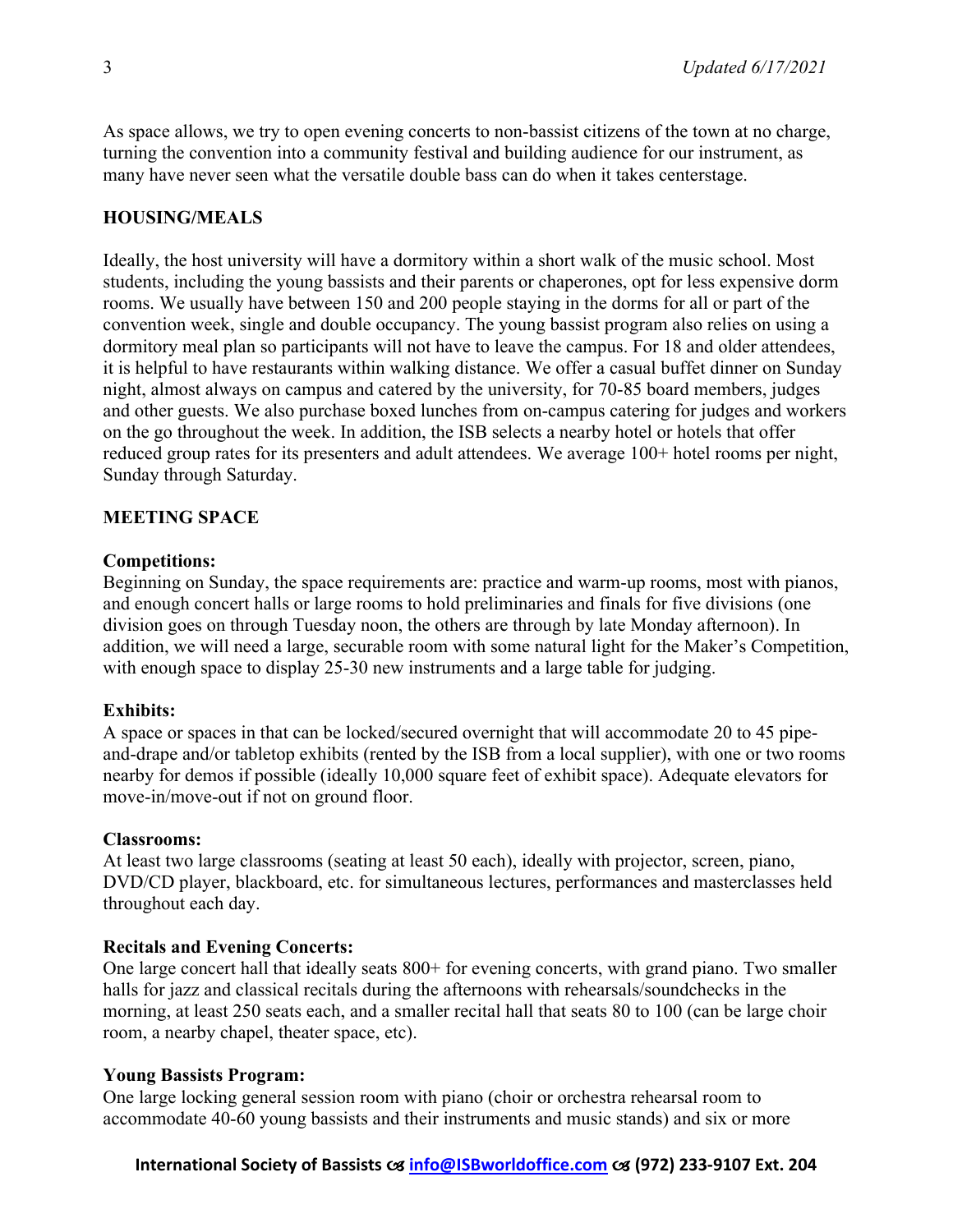As space allows, we try to open evening concerts to non-bassist citizens of the town at no charge, turning the convention into a community festival and building audience for our instrument, as many have never seen what the versatile double bass can do when it takes centerstage.

## HOUSING/MEALS

Ideally, the host university will have a dormitory within a short walk of the music school. Most students, including the young bassists and their parents or chaperones, opt for less expensive dorm rooms. We usually have between 150 and 200 people staying in the dorms for all or part of the convention week, single and double occupancy. The young bassist program also relies on using a dormitory meal plan so participants will not have to leave the campus. For 18 and older attendees, it is helpful to have restaurants within walking distance. We offer a casual buffet dinner on Sunday night, almost always on campus and catered by the university, for 70-85 board members, judges and other guests. We also purchase boxed lunches from on-campus catering for judges and workers on the go throughout the week. In addition, the ISB selects a nearby hotel or hotels that offer reduced group rates for its presenters and adult attendees. We average 100+ hotel rooms per night, Sunday through Saturday.

## MEETING SPACE

### Competitions:

Beginning on Sunday, the space requirements are: practice and warm-up rooms, most with pianos, and enough concert halls or large rooms to hold preliminaries and finals for five divisions (one division goes on through Tuesday noon, the others are through by late Monday afternoon). In addition, we will need a large, securable room with some natural light for the Maker's Competition, with enough space to display 25-30 new instruments and a large table for judging.

### Exhibits:

A space or spaces in that can be locked/secured overnight that will accommodate 20 to 45 pipe-and-drape and/or tabletop exhibits (rented by the ISB from a local supplier), with one or two rooms nearby for demos if possible (ideally 10,000 square feet of exhibit space). Adequate elevators for move-in/move-out if not on ground floor.

### Classrooms:

At least two large classrooms (seating at least 50 each), ideally with projector, screen, piano, DVD/CD player, blackboard, etc. for simultaneous lectures, performances and masterclasses held throughout each day.

### Recitals and Evening Concerts:

One large concert hall that ideally seats 800+ for evening concerts, with grand piano. Two smaller halls for jazz and classical recitals during the afternoons with rehearsals/soundchecks in the morning, at least 250 seats each, and a smaller recital hall that seats 80 to 100 (can be large choir room, a nearby chapel, theater space, etc).

### Young Bassists Program:

One large locking general session room with piano (choir or orchestra rehearsal room to accommodate 40-60 young bassists and their instruments and music stands) and six or more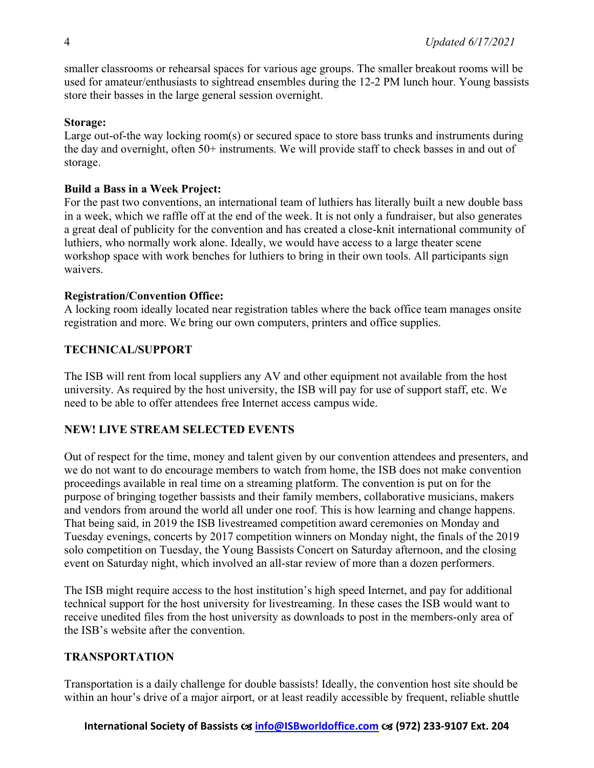smaller classrooms or rehearsal spaces for various age groups. The smaller breakout rooms will be used for amateur/enthusiasts to sightread ensembles during the 12-2 PM lunch hour. Young bassists store their basses in the large general session overnight.

**Storage:**
Large out-of-the way locking room(s) or secured space to store bass trunks and instruments during the day and overnight, often 50+ instruments. We will provide staff to check basses in and out of storage.

**Build a Bass in a Week Project:**
For the past two conventions, an international team of luthiers has literally built a new double bass in a week, which we raffle off at the end of the week. It is not only a fundraiser, but also generates a great deal of publicity for the convention and has created a close-knit international community of luthiers, who normally work alone. Ideally, we would have access to a large theater scene workshop space with work benches for luthiers to bring in their own tools. All participants sign waivers.

**Registration/Convention Office:**
A locking room ideally located near registration tables where the back office team manages onsite registration and more. We bring our own computers, printers and office supplies.

## TECHNICAL/SUPPORT

The ISB will rent from local suppliers any AV and other equipment not available from the host university. As required by the host university, the ISB will pay for use of support staff, etc. We need to be able to offer attendees free Internet access campus wide.

## NEW! LIVE STREAM SELECTED EVENTS

Out of respect for the time, money and talent given by our convention attendees and presenters, and we do not want to do encourage members to watch from home, the ISB does not make convention proceedings available in real time on a streaming platform. The convention is put on for the purpose of bringing together bassists and their family members, collaborative musicians, makers and vendors from around the world all under one roof. This is how learning and change happens. That being said, in 2019 the ISB livestreamed competition award ceremonies on Monday and Tuesday evenings, concerts by 2017 competition winners on Monday night, the finals of the 2019 solo competition on Tuesday, the Young Bassists Concert on Saturday afternoon, and the closing event on Saturday night, which involved an all-star review of more than a dozen performers.

The ISB might require access to the host institution's high speed Internet, and pay for additional technical support for the host university for livestreaming. In these cases the ISB would want to receive unedited files from the host university as downloads to post in the members-only area of the ISB's website after the convention.

## TRANSPORTATION

Transportation is a daily challenge for double bassists! Ideally, the convention host site should be within an hour's drive of a major airport, or at least readily accessible by frequent, reliable shuttle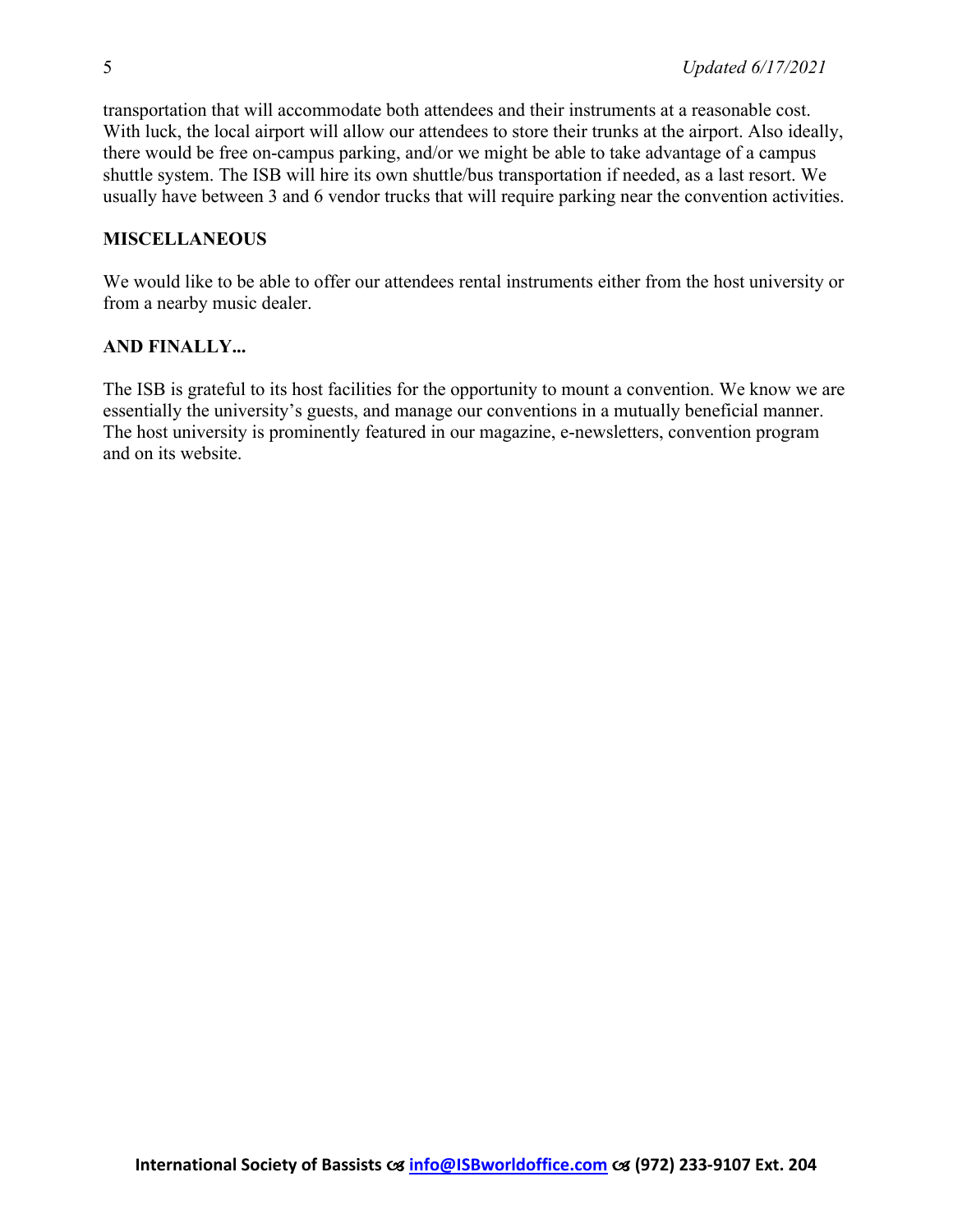transportation that will accommodate both attendees and their instruments at a reasonable cost. With luck, the local airport will allow our attendees to store their trunks at the airport. Also ideally, there would be free on-campus parking, and/or we might be able to take advantage of a campus shuttle system. The ISB will hire its own shuttle/bus transportation if needed, as a last resort. We usually have between 3 and 6 vendor trucks that will require parking near the convention activities.

## MISCELLANEOUS

We would like to be able to offer our attendees rental instruments either from the host university or from a nearby music dealer.

## AND FINALLY...

The ISB is grateful to its host facilities for the opportunity to mount a convention. We know we are essentially the university's guests, and manage our conventions in a mutually beneficial manner. The host university is prominently featured in our magazine, e-newsletters, convention program and on its website.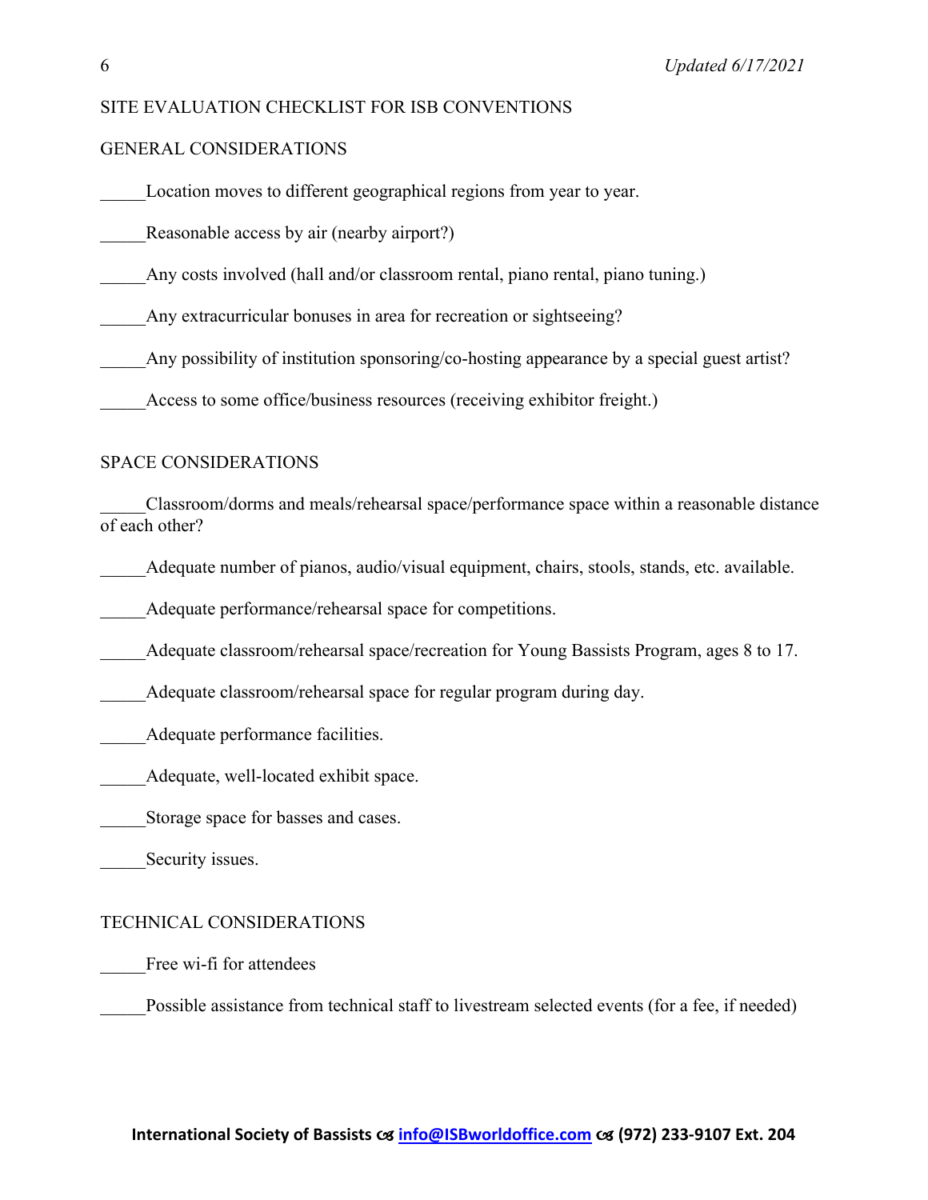# SITE EVALUATION CHECKLIST FOR ISB CONVENTIONS

## GENERAL CONSIDERATIONS

_____Location moves to different geographical regions from year to year.

_____Reasonable access by air (nearby airport?)

_____Any costs involved (hall and/or classroom rental, piano rental, piano tuning.)

_____Any extracurricular bonuses in area for recreation or sightseeing?

_____Any possibility of institution sponsoring/co-hosting appearance by a special guest artist?

_____Access to some office/business resources (receiving exhibitor freight.)

## SPACE CONSIDERATIONS

_____Classroom/dorms and meals/rehearsal space/performance space within a reasonable distance of each other?

_____Adequate number of pianos, audio/visual equipment, chairs, stools, stands, etc. available.

_____Adequate performance/rehearsal space for competitions.

_____Adequate classroom/rehearsal space/recreation for Young Bassists Program, ages 8 to 17.

_____Adequate classroom/rehearsal space for regular program during day.

_____Adequate performance facilities.

_____Adequate, well-located exhibit space.

_____Storage space for basses and cases.

_____Security issues.

## TECHNICAL CONSIDERATIONS

_____Free wi-fi for attendees

_____Possible assistance from technical staff to livestream selected events (for a fee, if needed)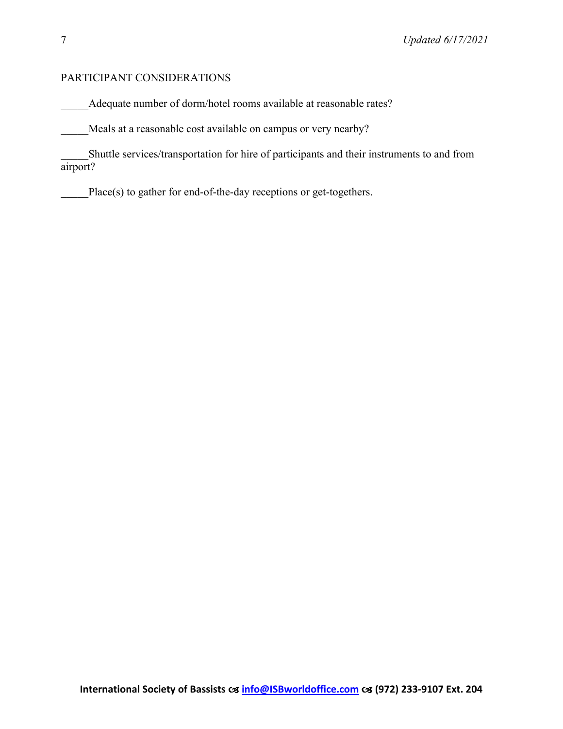## PARTICIPANT CONSIDERATIONS

_____Adequate number of dorm/hotel rooms available at reasonable rates?

_____Meals at a reasonable cost available on campus or very nearby?

_____Shuttle services/transportation for hire of participants and their instruments to and from airport?

_____Place(s) to gather for end-of-the-day receptions or get-togethers.